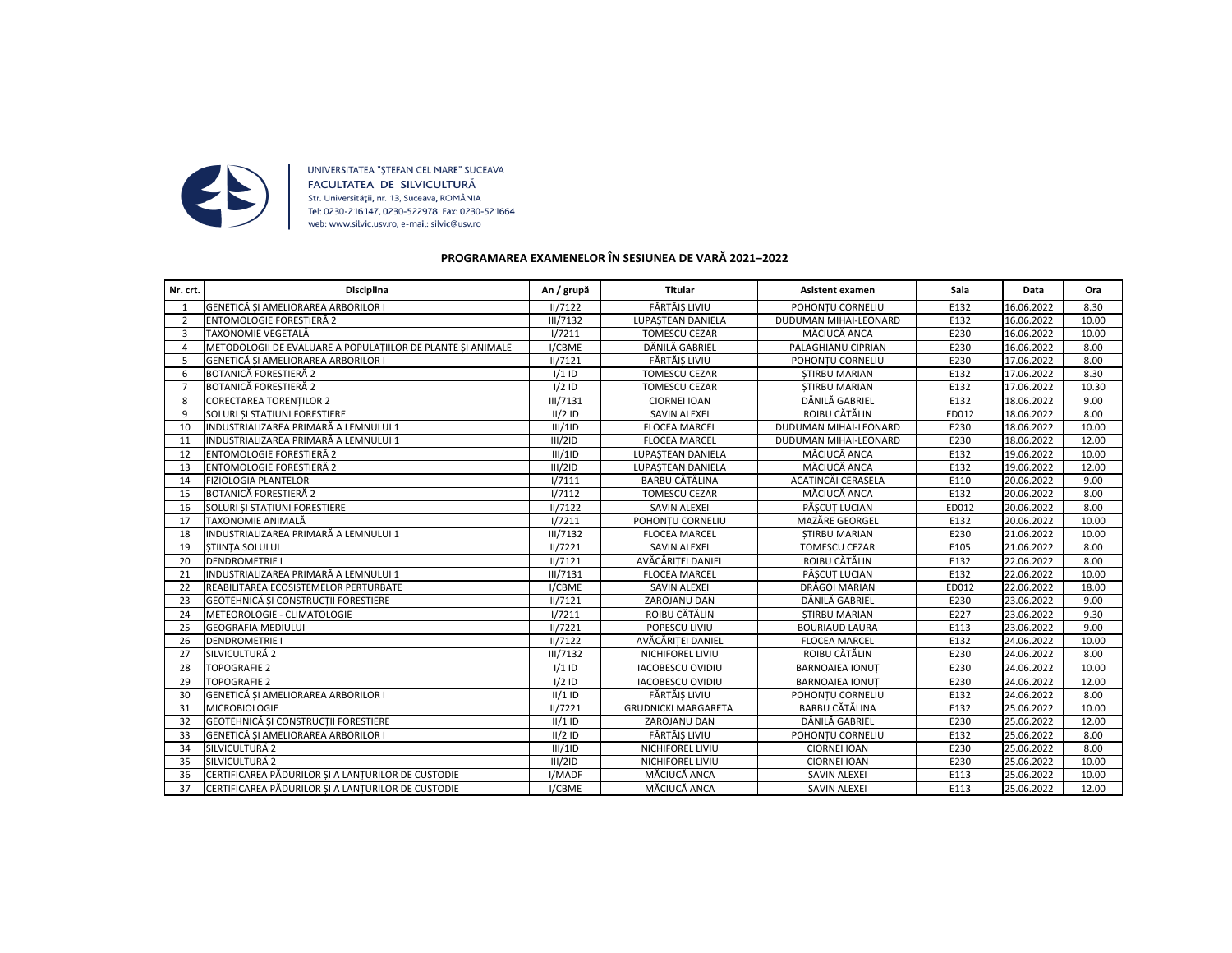UNIVERSITATEA "ŞTEFAN CEL MARE" SUCEAVA
FACULTATEA DE SILVICULTURĂ
Str. Universităţii, nr. 13, Suceava, ROMÂNIA
Tel: 0230-216147, 0230-522978 Fax: 0230-521664
web: www.silvic.usv.ro, e-mail: silvic@usv.ro

## PROGRAMAREA EXAMENELOR ÎN SESIUNEA DE VARĂ 2021–2022

| Nr. crt. | Disciplina | An / grupă | Titular | Asistent examen | Sala | Data | Ora |
|---|---|---|---|---|---|---|---|
| 1 | GENETICĂ ȘI AMELIORAREA ARBORILOR I | II/7122 | FĂRTĂIȘ LIVIU | POHONȚU CORNELIU | E132 | 16.06.2022 | 8.30 |
| 2 | ENTOMOLOGIE FORESTIERĂ 2 | III/7132 | LUPAȘTEAN DANIELA | DUDUMAN MIHAI-LEONARD | E132 | 16.06.2022 | 10.00 |
| 3 | TAXONOMIE VEGETALĂ | I/7211 | TOMESCU CEZAR | MĂCIUCĂ ANCA | E230 | 16.06.2022 | 10.00 |
| 4 | METODOLOGII DE EVALUARE A POPULAȚIILOR DE PLANTE ȘI ANIMALE | I/CBME | DĂNILĂ GABRIEL | PALAGHIANU CIPRIAN | E230 | 16.06.2022 | 8.00 |
| 5 | GENETICĂ ȘI AMELIORAREA ARBORILOR I | II/7121 | FĂRTĂIȘ LIVIU | POHONȚU CORNELIU | E230 | 17.06.2022 | 8.00 |
| 6 | BOTANICĂ FORESTIERĂ 2 | I/1 ID | TOMESCU CEZAR | ȘTIRBU MARIAN | E132 | 17.06.2022 | 8.30 |
| 7 | BOTANICĂ FORESTIERĂ 2 | I/2 ID | TOMESCU CEZAR | ȘTIRBU MARIAN | E132 | 17.06.2022 | 10.30 |
| 8 | CORECTAREA TORENȚILOR 2 | III/7131 | CIORNEI IOAN | DĂNILĂ GABRIEL | E132 | 18.06.2022 | 9.00 |
| 9 | SOLURI ȘI STAȚIUNI FORESTIERE | II/2 ID | SAVIN ALEXEI | ROIBU CĂTĂLIN | ED012 | 18.06.2022 | 8.00 |
| 10 | INDUSTRIALIZAREA PRIMARĂ A LEMNULUI 1 | III/1ID | FLOCEA MARCEL | DUDUMAN MIHAI-LEONARD | E230 | 18.06.2022 | 10.00 |
| 11 | INDUSTRIALIZAREA PRIMARĂ A LEMNULUI 1 | III/2ID | FLOCEA MARCEL | DUDUMAN MIHAI-LEONARD | E230 | 18.06.2022 | 12.00 |
| 12 | ENTOMOLOGIE FORESTIERĂ 2 | III/1ID | LUPAȘTEAN DANIELA | MĂCIUCĂ ANCA | E132 | 19.06.2022 | 10.00 |
| 13 | ENTOMOLOGIE FORESTIERĂ 2 | III/2ID | LUPAȘTEAN DANIELA | MĂCIUCĂ ANCA | E132 | 19.06.2022 | 12.00 |
| 14 | FIZIOLOGIA PLANTELOR | I/7111 | BARBU CĂTĂLINA | ACATINCĂI CERASELA | E110 | 20.06.2022 | 9.00 |
| 15 | BOTANICĂ FORESTIERĂ 2 | I/7112 | TOMESCU CEZAR | MĂCIUCĂ ANCA | E132 | 20.06.2022 | 8.00 |
| 16 | SOLURI ȘI STAȚIUNI FORESTIERE | II/7122 | SAVIN ALEXEI | PĂȘCUȚ LUCIAN | ED012 | 20.06.2022 | 8.00 |
| 17 | TAXONOMIE ANIMALĂ | I/7211 | POHONȚU CORNELIU | MAZĂRE GEORGEL | E132 | 20.06.2022 | 10.00 |
| 18 | INDUSTRIALIZAREA PRIMARĂ A LEMNULUI 1 | III/7132 | FLOCEA MARCEL | ȘTIRBU MARIAN | E230 | 21.06.2022 | 10.00 |
| 19 | ȘTIINȚA SOLULUI | II/7221 | SAVIN ALEXEI | TOMESCU CEZAR | E105 | 21.06.2022 | 8.00 |
| 20 | DENDROMETRIE I | II/7121 | AVĂCĂRIȚEI DANIEL | ROIBU CĂTĂLIN | E132 | 22.06.2022 | 8.00 |
| 21 | INDUSTRIALIZAREA PRIMARĂ A LEMNULUI 1 | III/7131 | FLOCEA MARCEL | PĂȘCUȚ LUCIAN | E132 | 22.06.2022 | 10.00 |
| 22 | REABILITAREA ECOSISTEMELOR PERTURBATE | I/CBME | SAVIN ALEXEI | DRĂGOI MARIAN | ED012 | 22.06.2022 | 18.00 |
| 23 | GEOTEHNICĂ ȘI CONSTRUCȚII FORESTIERE | II/7121 | ZAROJANU DAN | DĂNILĂ GABRIEL | E230 | 23.06.2022 | 9.00 |
| 24 | METEOROLOGIE - CLIMATOLOGIE | I/7211 | ROIBU CĂTĂLIN | ȘTIRBU MARIAN | E227 | 23.06.2022 | 9.30 |
| 25 | GEOGRAFIA MEDIULUI | II/7221 | POPESCU LIVIU | BOURIAUD LAURA | E113 | 23.06.2022 | 9.00 |
| 26 | DENDROMETRIE I | II/7122 | AVĂCĂRIȚEI DANIEL | FLOCEA MARCEL | E132 | 24.06.2022 | 10.00 |
| 27 | SILVICULTURĂ 2 | III/7132 | NICHIFOREL LIVIU | ROIBU CĂTĂLIN | E230 | 24.06.2022 | 8.00 |
| 28 | TOPOGRAFIE 2 | I/1 ID | IACOBESCU OVIDIU | BARNOAIEA IONUȚ | E230 | 24.06.2022 | 10.00 |
| 29 | TOPOGRAFIE 2 | I/2 ID | IACOBESCU OVIDIU | BARNOAIEA IONUȚ | E230 | 24.06.2022 | 12.00 |
| 30 | GENETICĂ ȘI AMELIORAREA ARBORILOR I | II/1 ID | FĂRTĂIȘ LIVIU | POHONȚU CORNELIU | E132 | 24.06.2022 | 8.00 |
| 31 | MICROBIOLOGIE | II/7221 | GRUDNICKI MARGARETA | BARBU CĂTĂLINA | E132 | 25.06.2022 | 10.00 |
| 32 | GEOTEHNICĂ ȘI CONSTRUCȚII FORESTIERE | II/1 ID | ZAROJANU DAN | DĂNILĂ GABRIEL | E230 | 25.06.2022 | 12.00 |
| 33 | GENETICĂ ȘI AMELIORAREA ARBORILOR I | II/2 ID | FĂRTĂIȘ LIVIU | POHONȚU CORNELIU | E132 | 25.06.2022 | 8.00 |
| 34 | SILVICULTURĂ 2 | III/1ID | NICHIFOREL LIVIU | CIORNEI IOAN | E230 | 25.06.2022 | 8.00 |
| 35 | SILVICULTURĂ 2 | III/2ID | NICHIFOREL LIVIU | CIORNEI IOAN | E230 | 25.06.2022 | 10.00 |
| 36 | CERTIFICAREA PĂDURILOR ȘI A LANȚURILOR DE CUSTODIE | I/MADF | MĂCIUCĂ ANCA | SAVIN ALEXEI | E113 | 25.06.2022 | 10.00 |
| 37 | CERTIFICAREA PĂDURILOR ȘI A LANȚURILOR DE CUSTODIE | I/CBME | MĂCIUCĂ ANCA | SAVIN ALEXEI | E113 | 25.06.2022 | 12.00 |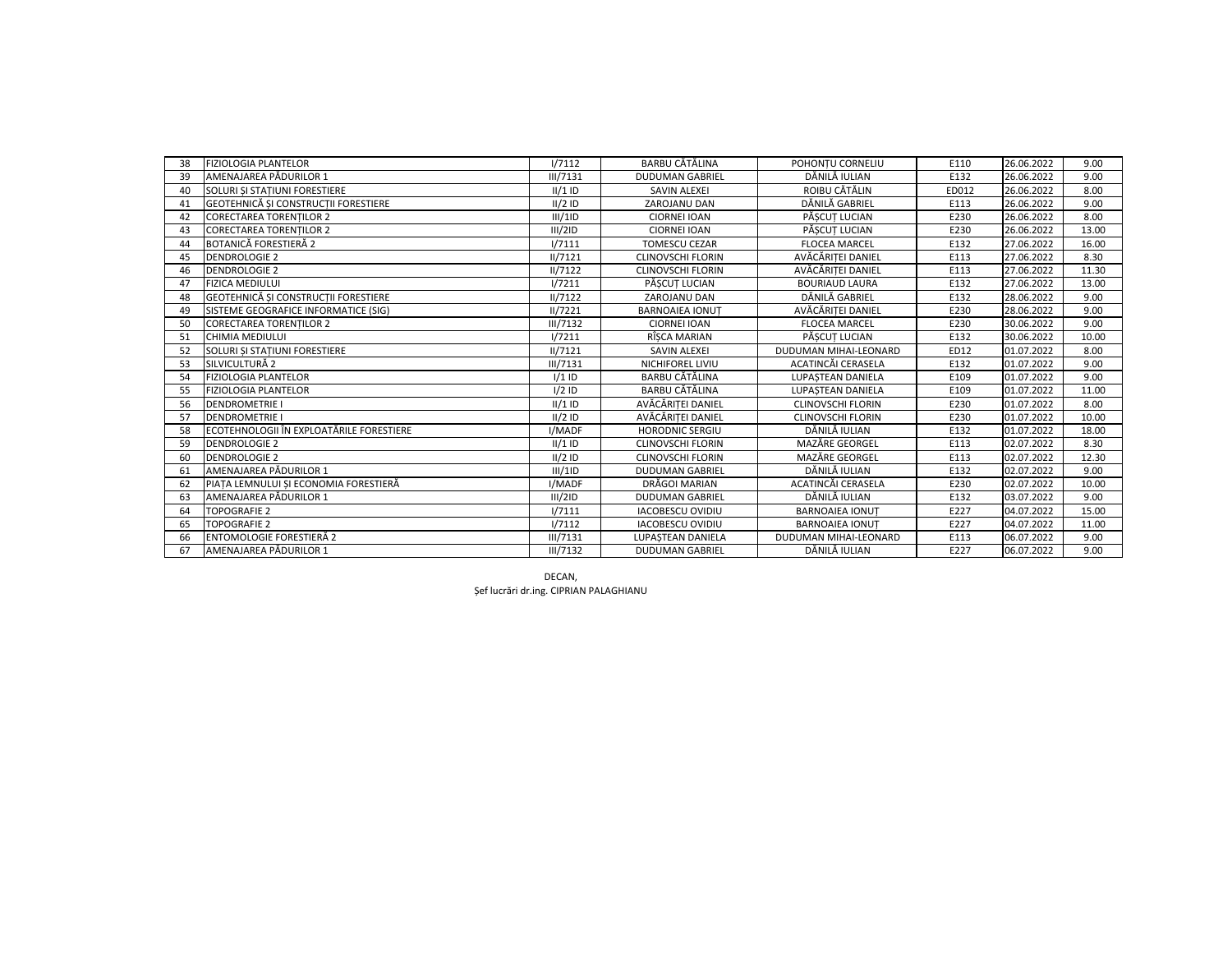| | | | | | | | |
|---|---|---|---|---|---|---|---|
| 38 | FIZIOLOGIA PLANTELOR | I/7112 | BARBU CĂTĂLINA | POHONȚU CORNELIU | E110 | 26.06.2022 | 9.00 |
| 39 | AMENAJAREA PĂDURILOR 1 | III/7131 | DUDUMAN GABRIEL | DĂNILĂ IULIAN | E132 | 26.06.2022 | 9.00 |
| 40 | SOLURI ȘI STAȚIUNI FORESTIERE | II/1 ID | SAVIN ALEXEI | ROIBU CĂTĂLIN | ED012 | 26.06.2022 | 8.00 |
| 41 | GEOTEHNICĂ ȘI CONSTRUCȚII FORESTIERE | II/2 ID | ZAROJANU DAN | DĂNILĂ GABRIEL | E113 | 26.06.2022 | 9.00 |
| 42 | CORECTAREA TORENȚILOR 2 | III/1ID | CIORNEI IOAN | PĂȘCUȚ LUCIAN | E230 | 26.06.2022 | 8.00 |
| 43 | CORECTAREA TORENȚILOR 2 | III/2ID | CIORNEI IOAN | PĂȘCUȚ LUCIAN | E230 | 26.06.2022 | 13.00 |
| 44 | BOTANICĂ FORESTIERĂ 2 | I/7111 | TOMESCU CEZAR | FLOCEA MARCEL | E132 | 27.06.2022 | 16.00 |
| 45 | DENDROLOGIE 2 | II/7121 | CLINOVSCHI FLORIN | AVĂCĂRIȚEI DANIEL | E113 | 27.06.2022 | 8.30 |
| 46 | DENDROLOGIE 2 | II/7122 | CLINOVSCHI FLORIN | AVĂCĂRIȚEI DANIEL | E113 | 27.06.2022 | 11.30 |
| 47 | FIZICA MEDIULUI | I/7211 | PĂȘCUȚ LUCIAN | BOURIAUD LAURA | E132 | 27.06.2022 | 13.00 |
| 48 | GEOTEHNICĂ ȘI CONSTRUCȚII FORESTIERE | II/7122 | ZAROJANU DAN | DĂNILĂ GABRIEL | E132 | 28.06.2022 | 9.00 |
| 49 | SISTEME GEOGRAFICE INFORMATICE (SIG) | II/7221 | BARNOAIEA IONUȚ | AVĂCĂRIȚEI DANIEL | E230 | 28.06.2022 | 9.00 |
| 50 | CORECTAREA TORENȚILOR 2 | III/7132 | CIORNEI IOAN | FLOCEA MARCEL | E230 | 30.06.2022 | 9.00 |
| 51 | CHIMIA MEDIULUI | I/7211 | RÎȘCA MARIAN | PĂȘCUȚ LUCIAN | E132 | 30.06.2022 | 10.00 |
| 52 | SOLURI ȘI STAȚIUNI FORESTIERE | II/7121 | SAVIN ALEXEI | DUDUMAN MIHAI-LEONARD | ED12 | 01.07.2022 | 8.00 |
| 53 | SILVICULTURĂ 2 | III/7131 | NICHIFOREL LIVIU | ACATINCĂI CERASELA | E132 | 01.07.2022 | 9.00 |
| 54 | FIZIOLOGIA PLANTELOR | I/1 ID | BARBU CĂTĂLINA | LUPAȘTEAN DANIELA | E109 | 01.07.2022 | 9.00 |
| 55 | FIZIOLOGIA PLANTELOR | I/2 ID | BARBU CĂTĂLINA | LUPAȘTEAN DANIELA | E109 | 01.07.2022 | 11.00 |
| 56 | DENDROMETRIE I | II/1 ID | AVĂCĂRIȚEI DANIEL | CLINOVSCHI FLORIN | E230 | 01.07.2022 | 8.00 |
| 57 | DENDROMETRIE I | II/2 ID | AVĂCĂRIȚEI DANIEL | CLINOVSCHI FLORIN | E230 | 01.07.2022 | 10.00 |
| 58 | ECOTEHNOLOGII ÎN EXPLOATĂRILE FORESTIERE | I/MADF | HORODNIC SERGIU | DĂNILĂ IULIAN | E132 | 01.07.2022 | 18.00 |
| 59 | DENDROLOGIE 2 | II/1 ID | CLINOVSCHI FLORIN | MAZĂRE GEORGEL | E113 | 02.07.2022 | 8.30 |
| 60 | DENDROLOGIE 2 | II/2 ID | CLINOVSCHI FLORIN | MAZĂRE GEORGEL | E113 | 02.07.2022 | 12.30 |
| 61 | AMENAJAREA PĂDURILOR 1 | III/1ID | DUDUMAN GABRIEL | DĂNILĂ IULIAN | E132 | 02.07.2022 | 9.00 |
| 62 | PIAȚA LEMNULUI ȘI ECONOMIA FORESTIERĂ | I/MADF | DRĂGOI MARIAN | ACATINCĂI CERASELA | E230 | 02.07.2022 | 10.00 |
| 63 | AMENAJAREA PĂDURILOR 1 | III/2ID | DUDUMAN GABRIEL | DĂNILĂ IULIAN | E132 | 03.07.2022 | 9.00 |
| 64 | TOPOGRAFIE 2 | I/7111 | IACOBESCU OVIDIU | BARNOAIEA IONUȚ | E227 | 04.07.2022 | 15.00 |
| 65 | TOPOGRAFIE 2 | I/7112 | IACOBESCU OVIDIU | BARNOAIEA IONUȚ | E227 | 04.07.2022 | 11.00 |
| 66 | ENTOMOLOGIE FORESTIERĂ 2 | III/7131 | LUPAȘTEAN DANIELA | DUDUMAN MIHAI-LEONARD | E113 | 06.07.2022 | 9.00 |
| 67 | AMENAJAREA PĂDURILOR 1 | III/7132 | DUDUMAN GABRIEL | DĂNILĂ IULIAN | E227 | 06.07.2022 | 9.00 |

DECAN,

Şef lucrări dr.ing. CIPRIAN PALAGHIANU